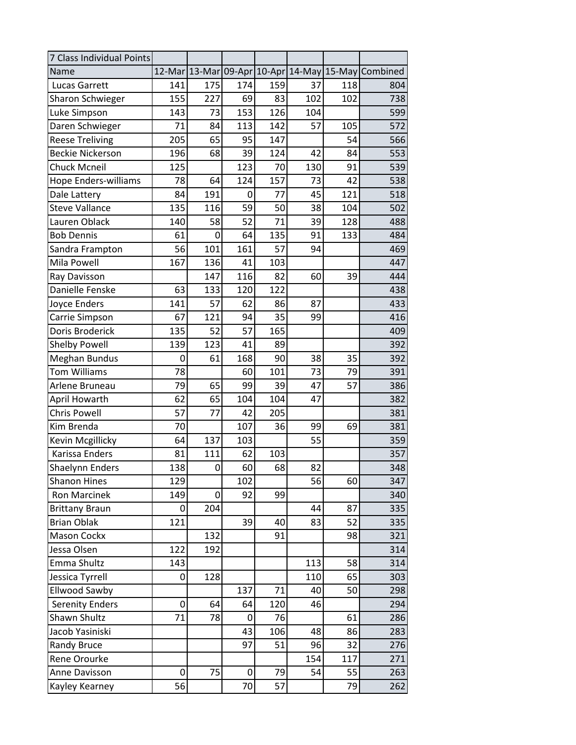| 7 Class Individual Points | | | | | | | |
|---|---|---|---|---|---|---|---|
| Name | 12-Mar | 13-Mar | 09-Apr | 10-Apr | 14-May | 15-May | Combined |
| Lucas Garrett | 141 | 175 | 174 | 159 | 37 | 118 | 804 |
| Sharon Schwieger | 155 | 227 | 69 | 83 | 102 | 102 | 738 |
| Luke Simpson | 143 | 73 | 153 | 126 | 104 | | 599 |
| Daren Schwieger | 71 | 84 | 113 | 142 | 57 | 105 | 572 |
| Reese Treliving | 205 | 65 | 95 | 147 | | 54 | 566 |
| Beckie Nickerson | 196 | 68 | 39 | 124 | 42 | 84 | 553 |
| Chuck Mcneil | 125 | | 123 | 70 | 130 | 91 | 539 |
| Hope Enders-williams | 78 | 64 | 124 | 157 | 73 | 42 | 538 |
| Dale Lattery | 84 | 191 | 0 | 77 | 45 | 121 | 518 |
| Steve Vallance | 135 | 116 | 59 | 50 | 38 | 104 | 502 |
| Lauren Oblack | 140 | 58 | 52 | 71 | 39 | 128 | 488 |
| Bob Dennis | 61 | 0 | 64 | 135 | 91 | 133 | 484 |
| Sandra Frampton | 56 | 101 | 161 | 57 | 94 | | 469 |
| Mila Powell | 167 | 136 | 41 | 103 | | | 447 |
| Ray Davisson | | 147 | 116 | 82 | 60 | 39 | 444 |
| Danielle Fenske | 63 | 133 | 120 | 122 | | | 438 |
| Joyce Enders | 141 | 57 | 62 | 86 | 87 | | 433 |
| Carrie Simpson | 67 | 121 | 94 | 35 | 99 | | 416 |
| Doris Broderick | 135 | 52 | 57 | 165 | | | 409 |
| Shelby Powell | 139 | 123 | 41 | 89 | | | 392 |
| Meghan Bundus | 0 | 61 | 168 | 90 | 38 | 35 | 392 |
| Tom Williams | 78 | | 60 | 101 | 73 | 79 | 391 |
| Arlene Bruneau | 79 | 65 | 99 | 39 | 47 | 57 | 386 |
| April Howarth | 62 | 65 | 104 | 104 | 47 | | 382 |
| Chris Powell | 57 | 77 | 42 | 205 | | | 381 |
| Kim Brenda | 70 | | 107 | 36 | 99 | 69 | 381 |
| Kevin Mcgillicky | 64 | 137 | 103 | | 55 | | 359 |
| Karissa Enders | 81 | 111 | 62 | 103 | | | 357 |
| Shaelynn Enders | 138 | 0 | 60 | 68 | 82 | | 348 |
| Shanon Hines | 129 | | 102 | | 56 | 60 | 347 |
| Ron Marcinek | 149 | 0 | 92 | 99 | | | 340 |
| Brittany Braun | 0 | 204 | | | 44 | 87 | 335 |
| Brian Oblak | 121 | | 39 | 40 | 83 | 52 | 335 |
| Mason Cockx | | 132 | | 91 | | 98 | 321 |
| Jessa Olsen | 122 | 192 | | | | | 314 |
| Emma Shultz | 143 | | | | 113 | 58 | 314 |
| Jessica Tyrrell | 0 | 128 | | | 110 | 65 | 303 |
| Ellwood Sawby | | | 137 | 71 | 40 | 50 | 298 |
| Serenity Enders | 0 | 64 | 64 | 120 | 46 | | 294 |
| Shawn Shultz | 71 | 78 | 0 | 76 | | 61 | 286 |
| Jacob Yasiniski | | | 43 | 106 | 48 | 86 | 283 |
| Randy Bruce | | | 97 | 51 | 96 | 32 | 276 |
| Rene Orourke | | | | | 154 | 117 | 271 |
| Anne Davisson | 0 | 75 | 0 | 79 | 54 | 55 | 263 |
| Kayley Kearney | 56 | | 70 | 57 | | 79 | 262 |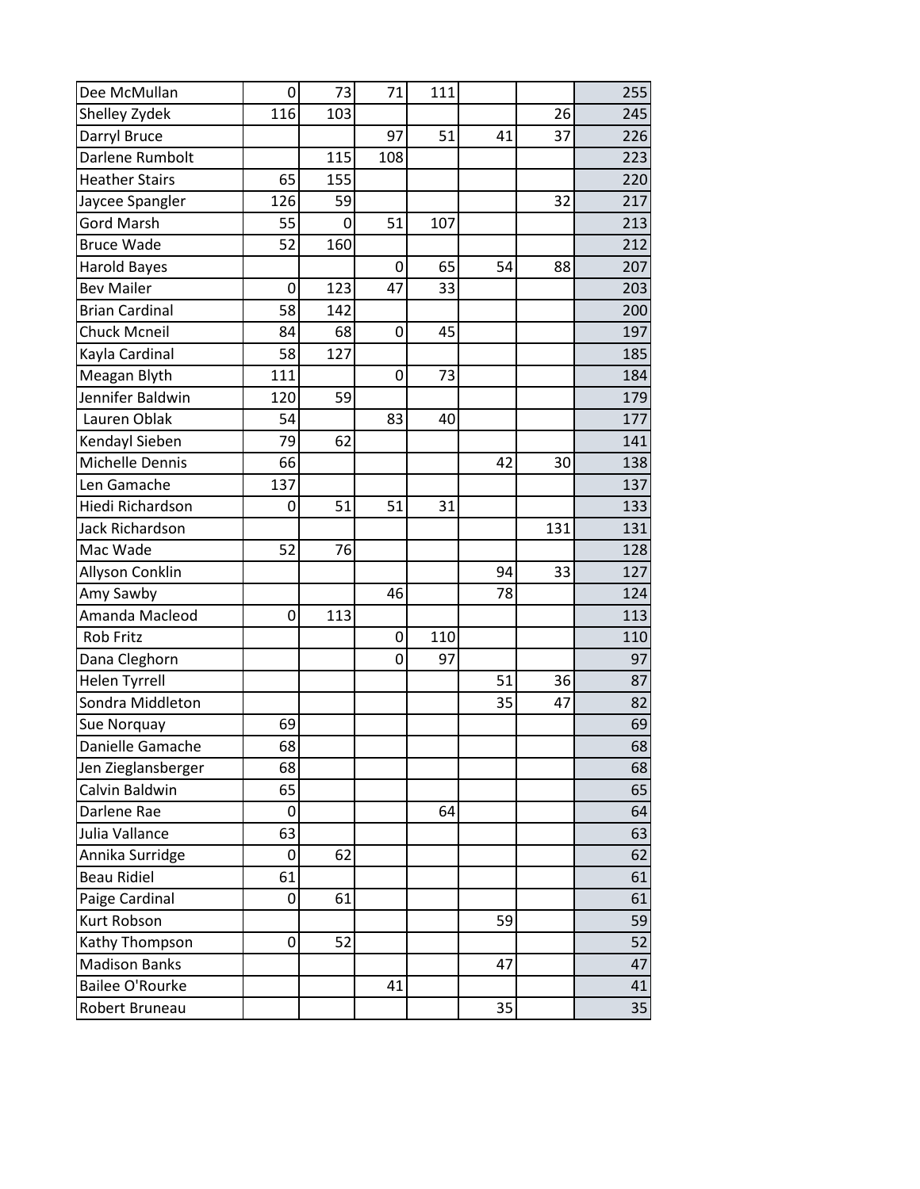| | | | | | | | |
|---|---|---|---|---|---|---|---|
| Dee McMullan | 0 | 73 | 71 | 111 | | | 255 |
| Shelley Zydek | 116 | 103 | | | | 26 | 245 |
| Darryl Bruce | | | 97 | 51 | 41 | 37 | 226 |
| Darlene Rumbolt | | 115 | 108 | | | | 223 |
| Heather Stairs | 65 | 155 | | | | | 220 |
| Jaycee Spangler | 126 | 59 | | | | 32 | 217 |
| Gord Marsh | 55 | 0 | 51 | 107 | | | 213 |
| Bruce Wade | 52 | 160 | | | | | 212 |
| Harold Bayes | | | 0 | 65 | 54 | 88 | 207 |
| Bev Mailer | 0 | 123 | 47 | 33 | | | 203 |
| Brian Cardinal | 58 | 142 | | | | | 200 |
| Chuck Mcneil | 84 | 68 | 0 | 45 | | | 197 |
| Kayla Cardinal | 58 | 127 | | | | | 185 |
| Meagan Blyth | 111 | | 0 | 73 | | | 184 |
| Jennifer Baldwin | 120 | 59 | | | | | 179 |
| Lauren Oblak | 54 | | 83 | 40 | | | 177 |
| Kendayl Sieben | 79 | 62 | | | | | 141 |
| Michelle Dennis | 66 | | | | 42 | 30 | 138 |
| Len Gamache | 137 | | | | | | 137 |
| Hiedi Richardson | 0 | 51 | 51 | 31 | | | 133 |
| Jack Richardson | | | | | | 131 | 131 |
| Mac Wade | 52 | 76 | | | | | 128 |
| Allyson Conklin | | | | | 94 | 33 | 127 |
| Amy Sawby | | | 46 | | 78 | | 124 |
| Amanda Macleod | 0 | 113 | | | | | 113 |
| Rob Fritz | | | 0 | 110 | | | 110 |
| Dana Cleghorn | | | 0 | 97 | | | 97 |
| Helen Tyrrell | | | | | 51 | 36 | 87 |
| Sondra Middleton | | | | | 35 | 47 | 82 |
| Sue Norquay | 69 | | | | | | 69 |
| Danielle Gamache | 68 | | | | | | 68 |
| Jen Zieglansberger | 68 | | | | | | 68 |
| Calvin Baldwin | 65 | | | | | | 65 |
| Darlene Rae | 0 | | | 64 | | | 64 |
| Julia Vallance | 63 | | | | | | 63 |
| Annika Surridge | 0 | 62 | | | | | 62 |
| Beau Ridiel | 61 | | | | | | 61 |
| Paige Cardinal | 0 | 61 | | | | | 61 |
| Kurt Robson | | | | | 59 | | 59 |
| Kathy Thompson | 0 | 52 | | | | | 52 |
| Madison Banks | | | | | 47 | | 47 |
| Bailee O'Rourke | | | 41 | | | | 41 |
| Robert Bruneau | | | | | 35 | | 35 |